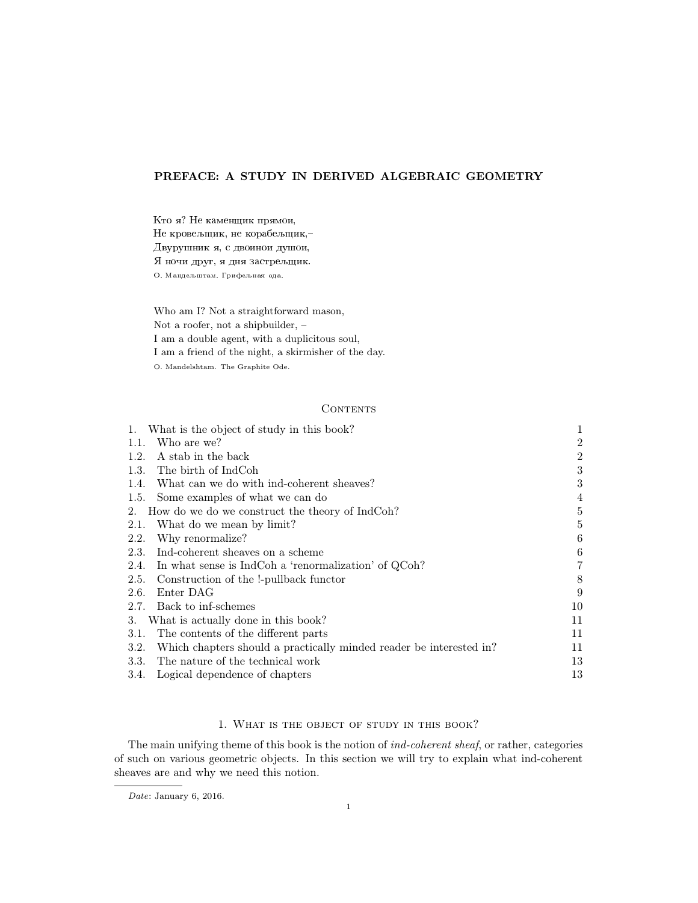# PREFACE: A STUDY IN DERIVED ALGEBRAIC GEOMETRY

Кто я? Не каменщик прямой,
Не кровельщик, не корабельщик,–
Двурушник я, с двойной душой,
Я ночи друг, я дня застрельщик.
О. Мандельштам. Грифельная ода.

Who am I? Not a straightforward mason,
Not a roofer, not a shipbuilder, –
I am a double agent, with a duplicitous soul,
I am a friend of the night, a skirmisher of the day.
O. Mandelshtam. The Graphite Ode.

## Contents

| | |
|---|---|
| 1. What is the object of study in this book? | 1 |
| 1.1. Who are we? | 2 |
| 1.2. A stab in the back | 2 |
| 1.3. The birth of IndCoh | 3 |
| 1.4. What can we do with ind-coherent sheaves? | 3 |
| 1.5. Some examples of what we can do | 4 |
| 2. How do we do we construct the theory of IndCoh? | 5 |
| 2.1. What do we mean by limit? | 5 |
| 2.2. Why renormalize? | 6 |
| 2.3. Ind-coherent sheaves on a scheme | 6 |
| 2.4. In what sense is IndCoh a 'renormalization' of QCoh? | 7 |
| 2.5. Construction of the !-pullback functor | 8 |
| 2.6. Enter DAG | 9 |
| 2.7. Back to inf-schemes | 10 |
| 3. What is actually done in this book? | 11 |
| 3.1. The contents of the different parts | 11 |
| 3.2. Which chapters should a practically minded reader be interested in? | 11 |
| 3.3. The nature of the technical work | 13 |
| 3.4. Logical dependence of chapters | 13 |

## 1. What is the object of study in this book?

The main unifying theme of this book is the notion of *ind-coherent sheaf*, or rather, categories of such on various geometric objects. In this section we will try to explain what ind-coherent sheaves are and why we need this notion.

*Date*: January 6, 2016.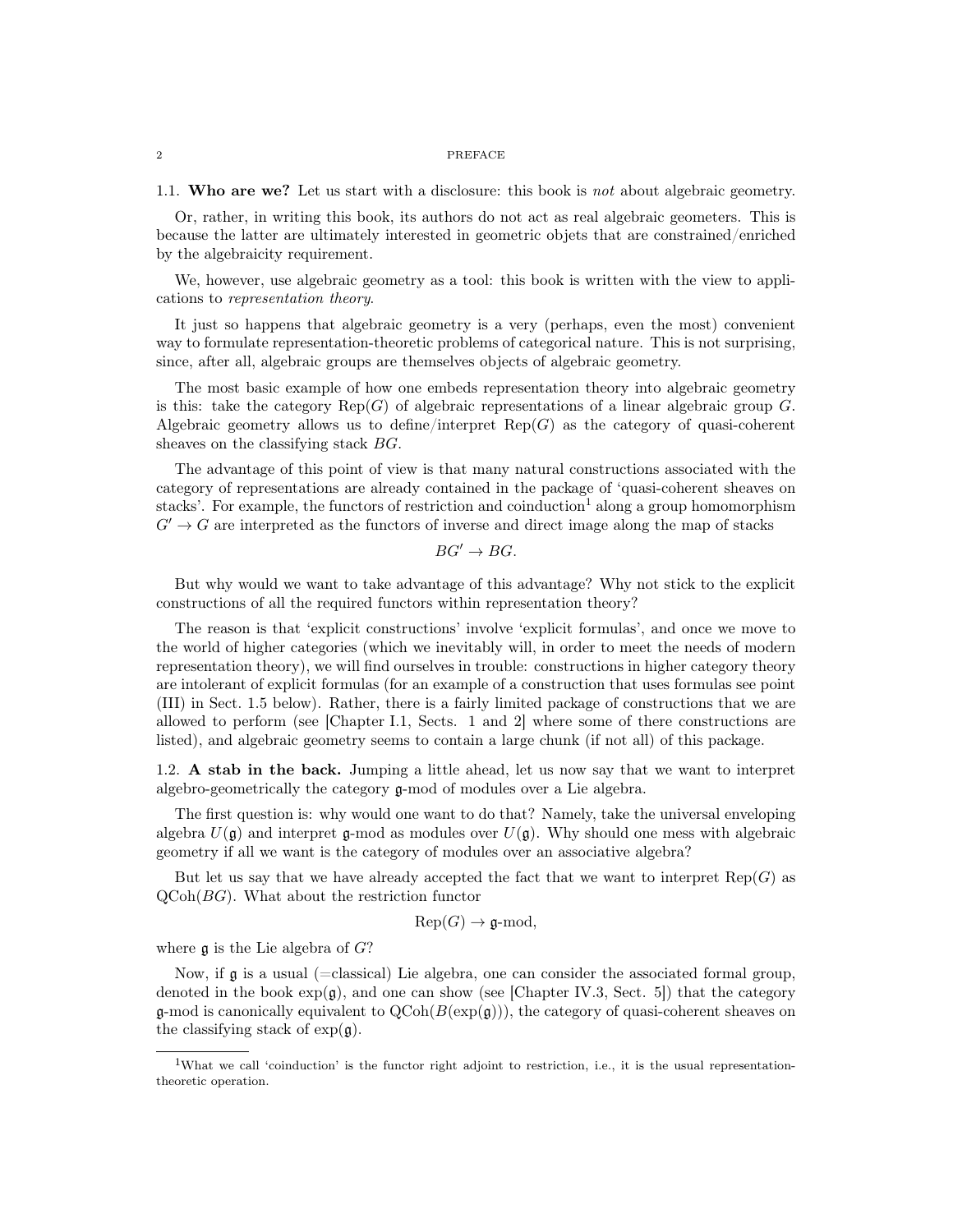1.1. **Who are we?** Let us start with a disclosure: this book is *not* about algebraic geometry.

Or, rather, in writing this book, its authors do not act as real algebraic geometers. This is because the latter are ultimately interested in geometric objets that are constrained/enriched by the algebraicity requirement.

We, however, use algebraic geometry as a tool: this book is written with the view to applications to *representation theory*.

It just so happens that algebraic geometry is a very (perhaps, even the most) convenient way to formulate representation-theoretic problems of categorical nature. This is not surprising, since, after all, algebraic groups are themselves objects of algebraic geometry.

The most basic example of how one embeds representation theory into algebraic geometry is this: take the category $\mathrm{Rep}(G)$ of algebraic representations of a linear algebraic group $G$. Algebraic geometry allows us to define/interpret $\mathrm{Rep}(G)$ as the category of quasi-coherent sheaves on the classifying stack $BG$.

The advantage of this point of view is that many natural constructions associated with the category of representations are already contained in the package of 'quasi-coherent sheaves on stacks'. For example, the functors of restriction and coinduction[1] along a group homomorphism $G' \to G$ are interpreted as the functors of inverse and direct image along the map of stacks

$$BG' \to BG.$$

But why would we want to take advantage of this advantage? Why not stick to the explicit constructions of all the required functors within representation theory?

The reason is that 'explicit constructions' involve 'explicit formulas', and once we move to the world of higher categories (which we inevitably will, in order to meet the needs of modern representation theory), we will find ourselves in trouble: constructions in higher category theory are intolerant of explicit formulas (for an example of a construction that uses formulas see point (III) in Sect. 1.5 below). Rather, there is a fairly limited package of constructions that we are allowed to perform (see [Chapter I.1, Sects. 1 and 2] where some of there constructions are listed), and algebraic geometry seems to contain a large chunk (if not all) of this package.

1.2. **A stab in the back.** Jumping a little ahead, let us now say that we want to interpret algebro-geometrically the category $\mathfrak{g}$-mod of modules over a Lie algebra.

The first question is: why would one want to do that? Namely, take the universal enveloping algebra $U(\mathfrak{g})$ and interpret $\mathfrak{g}$-mod as modules over $U(\mathfrak{g})$. Why should one mess with algebraic geometry if all we want is the category of modules over an associative algebra?

But let us say that we have already accepted the fact that we want to interpret $\mathrm{Rep}(G)$ as $\mathrm{QCoh}(BG)$. What about the restriction functor

$$\mathrm{Rep}(G) \to \mathfrak{g}\text{-mod},$$

where $\mathfrak{g}$ is the Lie algebra of $G$?

Now, if $\mathfrak{g}$ is a usual (=classical) Lie algebra, one can consider the associated formal group, denoted in the book $\exp(\mathfrak{g})$, and one can show (see [Chapter IV.3, Sect. 5]) that the category $\mathfrak{g}$-mod is canonically equivalent to $\mathrm{QCoh}(B(\exp(\mathfrak{g})))$, the category of quasi-coherent sheaves on the classifying stack of $\exp(\mathfrak{g})$.

[1] What we call 'coinduction' is the functor right adjoint to restriction, i.e., it is the usual representation-theoretic operation.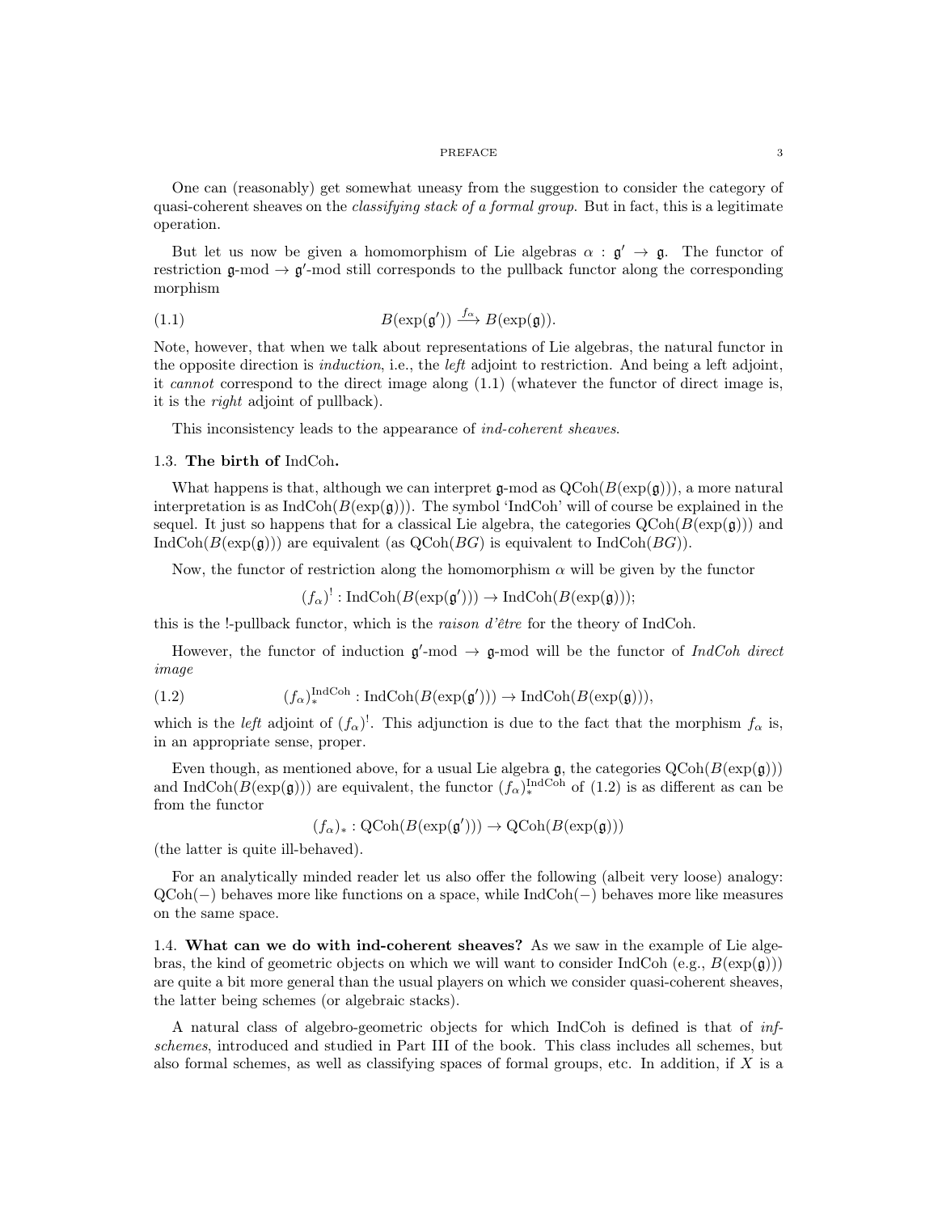One can (reasonably) get somewhat uneasy from the suggestion to consider the category of quasi-coherent sheaves on the *classifying stack of a formal group*. But in fact, this is a legitimate operation.

But let us now be given a homomorphism of Lie algebras $\alpha : \mathfrak{g}' \to \mathfrak{g}$. The functor of restriction $\mathfrak{g}$-mod $\to \mathfrak{g}'$-mod still corresponds to the pullback functor along the corresponding morphism

$$B(\exp(\mathfrak{g}')) \xrightarrow{f_\alpha} B(\exp(\mathfrak{g})). \tag{1.1}$$

Note, however, that when we talk about representations of Lie algebras, the natural functor in the opposite direction is *induction*, i.e., the *left* adjoint to restriction. And being a left adjoint, it *cannot* correspond to the direct image along (1.1) (whatever the functor of direct image is, it is the *right* adjoint of pullback).

This inconsistency leads to the appearance of *ind-coherent sheaves*.

### 1.3. The birth of IndCoh.

What happens is that, although we can interpret $\mathfrak{g}$-mod as $\mathrm{QCoh}(B(\exp(\mathfrak{g})))$, a more natural interpretation is as $\mathrm{IndCoh}(B(\exp(\mathfrak{g})))$. The symbol 'IndCoh' will of course be explained in the sequel. It just so happens that for a classical Lie algebra, the categories $\mathrm{QCoh}(B(\exp(\mathfrak{g})))$ and $\mathrm{IndCoh}(B(\exp(\mathfrak{g})))$ are equivalent (as $\mathrm{QCoh}(BG)$ is equivalent to $\mathrm{IndCoh}(BG)$).

Now, the functor of restriction along the homomorphism $\alpha$ will be given by the functor

$$(f_\alpha)^! : \mathrm{IndCoh}(B(\exp(\mathfrak{g}'))) \to \mathrm{IndCoh}(B(\exp(\mathfrak{g})));$$

this is the !-pullback functor, which is the *raison d'être* for the theory of IndCoh.

However, the functor of induction $\mathfrak{g}'$-mod $\to \mathfrak{g}$-mod will be the functor of *IndCoh direct image*

$$(f_\alpha)_*^{\mathrm{IndCoh}} : \mathrm{IndCoh}(B(\exp(\mathfrak{g}'))) \to \mathrm{IndCoh}(B(\exp(\mathfrak{g}))), \tag{1.2}$$

which is the *left* adjoint of $(f_\alpha)^!$. This adjunction is due to the fact that the morphism $f_\alpha$ is, in an appropriate sense, proper.

Even though, as mentioned above, for a usual Lie algebra $\mathfrak{g}$, the categories $\mathrm{QCoh}(B(\exp(\mathfrak{g})))$ and $\mathrm{IndCoh}(B(\exp(\mathfrak{g})))$ are equivalent, the functor $(f_\alpha)_*^{\mathrm{IndCoh}}$ of (1.2) is as different as can be from the functor

$$(f_\alpha)_* : \mathrm{QCoh}(B(\exp(\mathfrak{g}'))) \to \mathrm{QCoh}(B(\exp(\mathfrak{g})))$$

(the latter is quite ill-behaved).

For an analytically minded reader let us also offer the following (albeit very loose) analogy: $\mathrm{QCoh}(-)$ behaves more like functions on a space, while $\mathrm{IndCoh}(-)$ behaves more like measures on the same space.

### 1.4. What can we do with ind-coherent sheaves?

As we saw in the example of Lie algebras, the kind of geometric objects on which we will want to consider IndCoh (e.g., $B(\exp(\mathfrak{g}))$) are quite a bit more general than the usual players on which we consider quasi-coherent sheaves, the latter being schemes (or algebraic stacks).

A natural class of algebro-geometric objects for which IndCoh is defined is that of *inf-schemes*, introduced and studied in Part III of the book. This class includes all schemes, but also formal schemes, as well as classifying spaces of formal groups, etc. In addition, if $X$ is a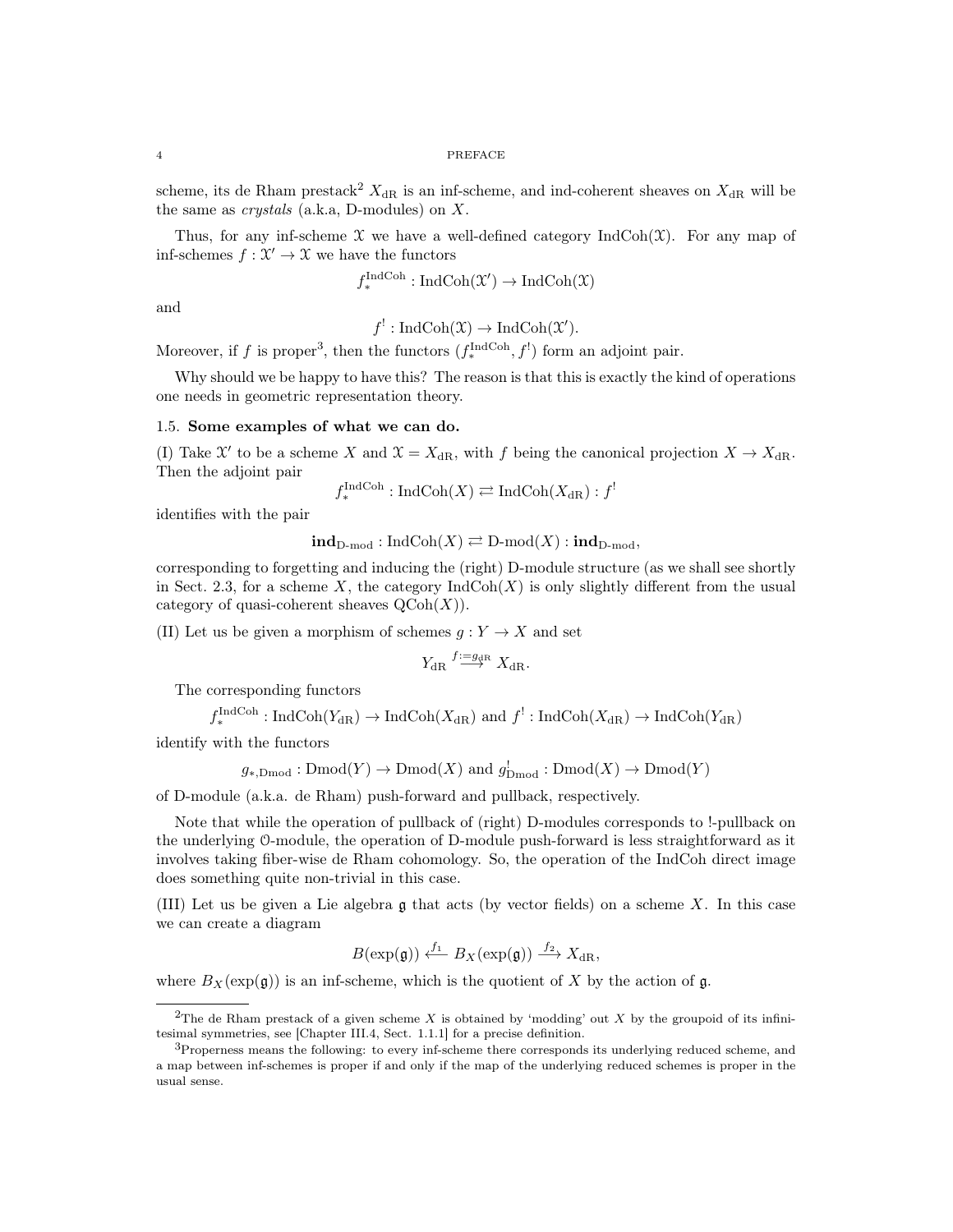scheme, its de Rham prestack[2] $X_{\mathrm{dR}}$ is an inf-scheme, and ind-coherent sheaves on $X_{\mathrm{dR}}$ will be the same as *crystals* (a.k.a, D-modules) on $X$.

Thus, for any inf-scheme $\mathcal{X}$ we have a well-defined category $\mathrm{IndCoh}(\mathcal{X})$. For any map of inf-schemes $f : \mathcal{X}' \to \mathcal{X}$ we have the functors

$$f_*^{\mathrm{IndCoh}} : \mathrm{IndCoh}(\mathcal{X}') \to \mathrm{IndCoh}(\mathcal{X})$$

and

$$f^! : \mathrm{IndCoh}(\mathcal{X}) \to \mathrm{IndCoh}(\mathcal{X}').$$

Moreover, if $f$ is proper[3], then the functors $(f_*^{\mathrm{IndCoh}}, f^!)$ form an adjoint pair.

Why should we be happy to have this? The reason is that this is exactly the kind of operations one needs in geometric representation theory.

### 1.5. Some examples of what we can do.

(I) Take $\mathcal{X}'$ to be a scheme $X$ and $\mathcal{X} = X_{\mathrm{dR}}$, with $f$ being the canonical projection $X \to X_{\mathrm{dR}}$. Then the adjoint pair

$$f_*^{\mathrm{IndCoh}} : \mathrm{IndCoh}(X) \rightleftarrows \mathrm{IndCoh}(X_{\mathrm{dR}}) : f^!$$

identifies with the pair

$$\mathbf{ind}_{\mathrm{D\text{-}mod}} : \mathrm{IndCoh}(X) \rightleftarrows \mathrm{D\text{-}mod}(X) : \mathbf{ind}_{\mathrm{D\text{-}mod}},$$

corresponding to forgetting and inducing the (right) D-module structure (as we shall see shortly in Sect. 2.3, for a scheme $X$, the category $\mathrm{IndCoh}(X)$ is only slightly different from the usual category of quasi-coherent sheaves $\mathrm{QCoh}(X)$).

(II) Let us be given a morphism of schemes $g : Y \to X$ and set

$$Y_{\mathrm{dR}} \overset{f:=g_{\mathrm{dR}}}{\longrightarrow} X_{\mathrm{dR}}.$$

The corresponding functors

$$f_*^{\mathrm{IndCoh}} : \mathrm{IndCoh}(Y_{\mathrm{dR}}) \to \mathrm{IndCoh}(X_{\mathrm{dR}}) \text{ and } f^! : \mathrm{IndCoh}(X_{\mathrm{dR}}) \to \mathrm{IndCoh}(Y_{\mathrm{dR}})$$

identify with the functors

$$g_{*,\mathrm{Dmod}} : \mathrm{Dmod}(Y) \to \mathrm{Dmod}(X) \text{ and } g^!_{\mathrm{Dmod}} : \mathrm{Dmod}(X) \to \mathrm{Dmod}(Y)$$

of D-module (a.k.a. de Rham) push-forward and pullback, respectively.

Note that while the operation of pullback of (right) D-modules corresponds to !-pullback on the underlying $\mathcal{O}$-module, the operation of D-module push-forward is less straightforward as it involves taking fiber-wise de Rham cohomology. So, the operation of the IndCoh direct image does something quite non-trivial in this case.

(III) Let us be given a Lie algebra $\mathfrak{g}$ that acts (by vector fields) on a scheme $X$. In this case we can create a diagram

$$B(\exp(\mathfrak{g})) \overset{f_1}{\longleftarrow} B_X(\exp(\mathfrak{g})) \overset{f_2}{\longrightarrow} X_{\mathrm{dR}},$$

where $B_X(\exp(\mathfrak{g}))$ is an inf-scheme, which is the quotient of $X$ by the action of $\mathfrak{g}$.

---

[2] The de Rham prestack of a given scheme $X$ is obtained by 'modding' out $X$ by the groupoid of its infinitesimal symmetries, see [Chapter III.4, Sect. 1.1.1] for a precise definition.

[3] Properness means the following: to every inf-scheme there corresponds its underlying reduced scheme, and a map between inf-schemes is proper if and only if the map of the underlying reduced schemes is proper in the usual sense.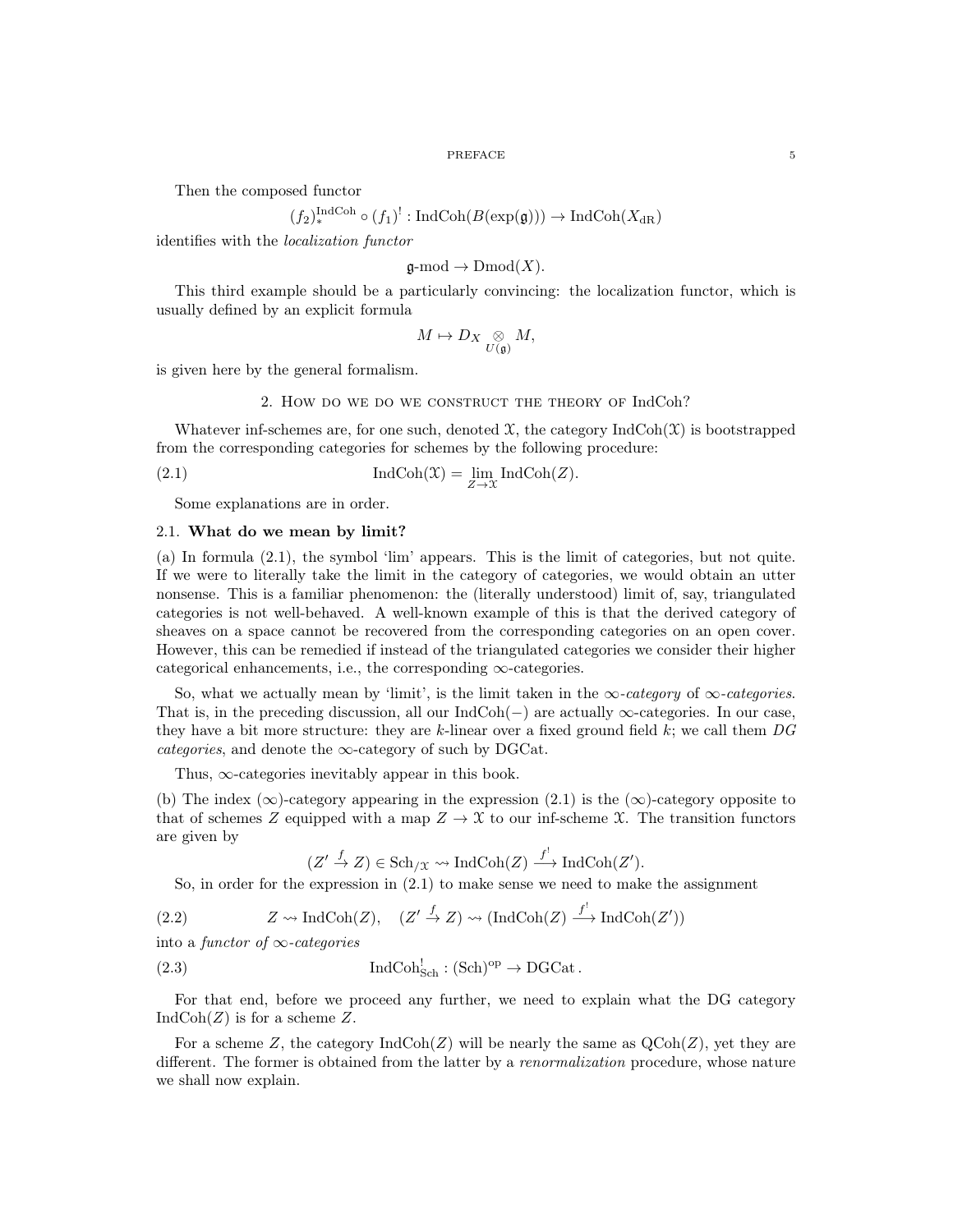Then the composed functor

$$(f_2)_*^{\mathrm{IndCoh}} \circ (f_1)^! : \mathrm{IndCoh}(B(\exp(\mathfrak{g}))) \to \mathrm{IndCoh}(X_{\mathrm{dR}})$$

identifies with the *localization functor*

$$\mathfrak{g}\text{-mod} \to \mathrm{Dmod}(X).$$

This third example should be a particularly convincing: the localization functor, which is usually defined by an explicit formula

$$M \mapsto D_X \underset{U(\mathfrak{g})}{\otimes} M,$$

is given here by the general formalism.

## 2. How do we do we construct the theory of IndCoh?

Whatever inf-schemes are, for one such, denoted $\mathcal{X}$, the category $\mathrm{IndCoh}(\mathcal{X})$ is bootstrapped from the corresponding categories for schemes by the following procedure:

$$\mathrm{IndCoh}(\mathcal{X}) = \lim_{Z \to \mathcal{X}} \mathrm{IndCoh}(Z). \tag{2.1}$$

Some explanations are in order.

### 2.1. What do we mean by limit?

(a) In formula (2.1), the symbol 'lim' appears. This is the limit of categories, but not quite. If we were to literally take the limit in the category of categories, we would obtain an utter nonsense. This is a familiar phenomenon: the (literally understood) limit of, say, triangulated categories is not well-behaved. A well-known example of this is that the derived category of sheaves on a space cannot be recovered from the corresponding categories on an open cover. However, this can be remedied if instead of the triangulated categories we consider their higher categorical enhancements, i.e., the corresponding $\infty$-categories.

So, what we actually mean by 'limit', is the limit taken in the *$\infty$-category* of *$\infty$-categories*. That is, in the preceding discussion, all our $\mathrm{IndCoh}(-)$ are actually $\infty$-categories. In our case, they have a bit more structure: they are $k$-linear over a fixed ground field $k$; we call them *DG categories*, and denote the $\infty$-category of such by DGCat.

Thus, $\infty$-categories inevitably appear in this book.

(b) The index ($\infty$)-category appearing in the expression (2.1) is the ($\infty$)-category opposite to that of schemes $Z$ equipped with a map $Z \to \mathcal{X}$ to our inf-scheme $\mathcal{X}$. The transition functors are given by

$$(Z' \xrightarrow{f} Z) \in \mathrm{Sch}_{/\mathcal{X}} \rightsquigarrow \mathrm{IndCoh}(Z) \xrightarrow{f^!} \mathrm{IndCoh}(Z').$$

So, in order for the expression in (2.1) to make sense we need to make the assignment

$$Z \rightsquigarrow \mathrm{IndCoh}(Z), \quad (Z' \xrightarrow{f} Z) \rightsquigarrow (\mathrm{IndCoh}(Z) \xrightarrow{f^!} \mathrm{IndCoh}(Z')) \tag{2.2}$$

into a *functor of $\infty$-categories*

$$\mathrm{IndCoh}^!_{\mathrm{Sch}} : (\mathrm{Sch})^{\mathrm{op}} \to \mathrm{DGCat}. \tag{2.3}$$

For that end, before we proceed any further, we need to explain what the DG category $\mathrm{IndCoh}(Z)$ is for a scheme $Z$.

For a scheme $Z$, the category $\mathrm{IndCoh}(Z)$ will be nearly the same as $\mathrm{QCoh}(Z)$, yet they are different. The former is obtained from the latter by a *renormalization* procedure, whose nature we shall now explain.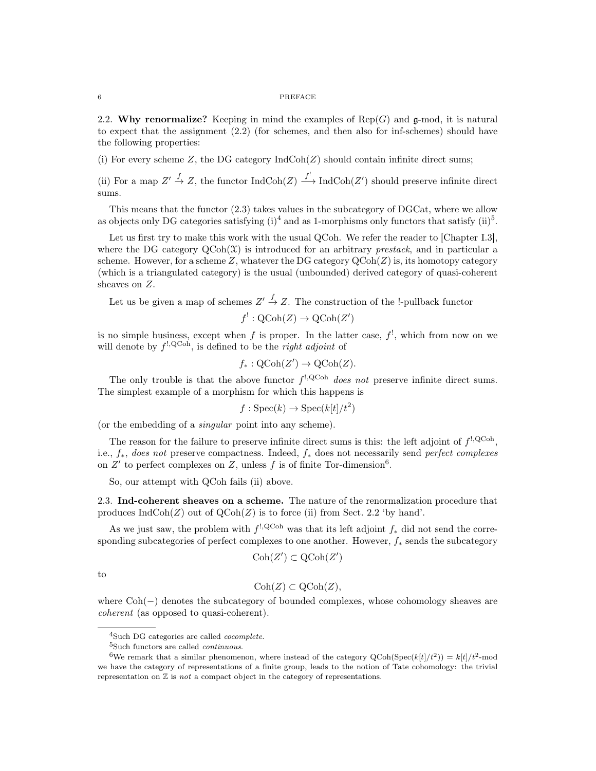2.2. **Why renormalize?** Keeping in mind the examples of $\mathrm{Rep}(G)$ and $\mathfrak{g}$-mod, it is natural to expect that the assignment (2.2) (for schemes, and then also for inf-schemes) should have the following properties:

(i) For every scheme $Z$, the DG category $\mathrm{IndCoh}(Z)$ should contain infinite direct sums;

(ii) For a map $Z' \xrightarrow{f} Z$, the functor $\mathrm{IndCoh}(Z) \xrightarrow{f^!} \mathrm{IndCoh}(Z')$ should preserve infinite direct sums.

This means that the functor (2.3) takes values in the subcategory of DGCat, where we allow as objects only DG categories satisfying (i)[4] and as 1-morphisms only functors that satisfy (ii)[5].

Let us first try to make this work with the usual QCoh. We refer the reader to [Chapter I.3], where the DG category $\mathrm{QCoh}(\mathcal{X})$ is introduced for an arbitrary *prestack*, and in particular a scheme. However, for a scheme $Z$, whatever the DG category $\mathrm{QCoh}(Z)$ is, its homotopy category (which is a triangulated category) is the usual (unbounded) derived category of quasi-coherent sheaves on $Z$.

Let us be given a map of schemes $Z' \xrightarrow{f} Z$. The construction of the !-pullback functor

$$f^! : \mathrm{QCoh}(Z) \to \mathrm{QCoh}(Z')$$

is no simple business, except when $f$ is proper. In the latter case, $f^!$, which from now on we will denote by $f^{!,\mathrm{QCoh}}$, is defined to be the *right adjoint* of

$$f_* : \mathrm{QCoh}(Z') \to \mathrm{QCoh}(Z).$$

The only trouble is that the above functor $f^{!,\mathrm{QCoh}}$ *does not* preserve infinite direct sums. The simplest example of a morphism for which this happens is

$$f : \mathrm{Spec}(k) \to \mathrm{Spec}(k[t]/t^2)$$

(or the embedding of a *singular* point into any scheme).

The reason for the failure to preserve infinite direct sums is this: the left adjoint of $f^{!,\mathrm{QCoh}}$, i.e., $f_*$, *does not* preserve compactness. Indeed, $f_*$ does not necessarily send *perfect complexes* on $Z'$ to perfect complexes on $Z$, unless $f$ is of finite Tor-dimension[6].

So, our attempt with QCoh fails (ii) above.

2.3. **Ind-coherent sheaves on a scheme.** The nature of the renormalization procedure that produces $\mathrm{IndCoh}(Z)$ out of $\mathrm{QCoh}(Z)$ is to force (ii) from Sect. 2.2 'by hand'.

As we just saw, the problem with $f^{!,\mathrm{QCoh}}$ was that its left adjoint $f_*$ did not send the corresponding subcategories of perfect complexes to one another. However, $f_*$ sends the subcategory

$$\mathrm{Coh}(Z') \subset \mathrm{QCoh}(Z')$$

to

$$\mathrm{Coh}(Z) \subset \mathrm{QCoh}(Z),$$

where $\mathrm{Coh}(-)$ denotes the subcategory of bounded complexes, whose cohomology sheaves are *coherent* (as opposed to quasi-coherent).

---

[4] Such DG categories are called *cocomplete*.

[5] Such functors are called *continuous*.

[6] We remark that a similar phenomenon, where instead of the category $\mathrm{QCoh}(\mathrm{Spec}(k[t]/t^2)) = k[t]/t^2$-mod we have the category of representations of a finite group, leads to the notion of Tate cohomology: the trivial representation on $\mathbb{Z}$ is *not* a compact object in the category of representations.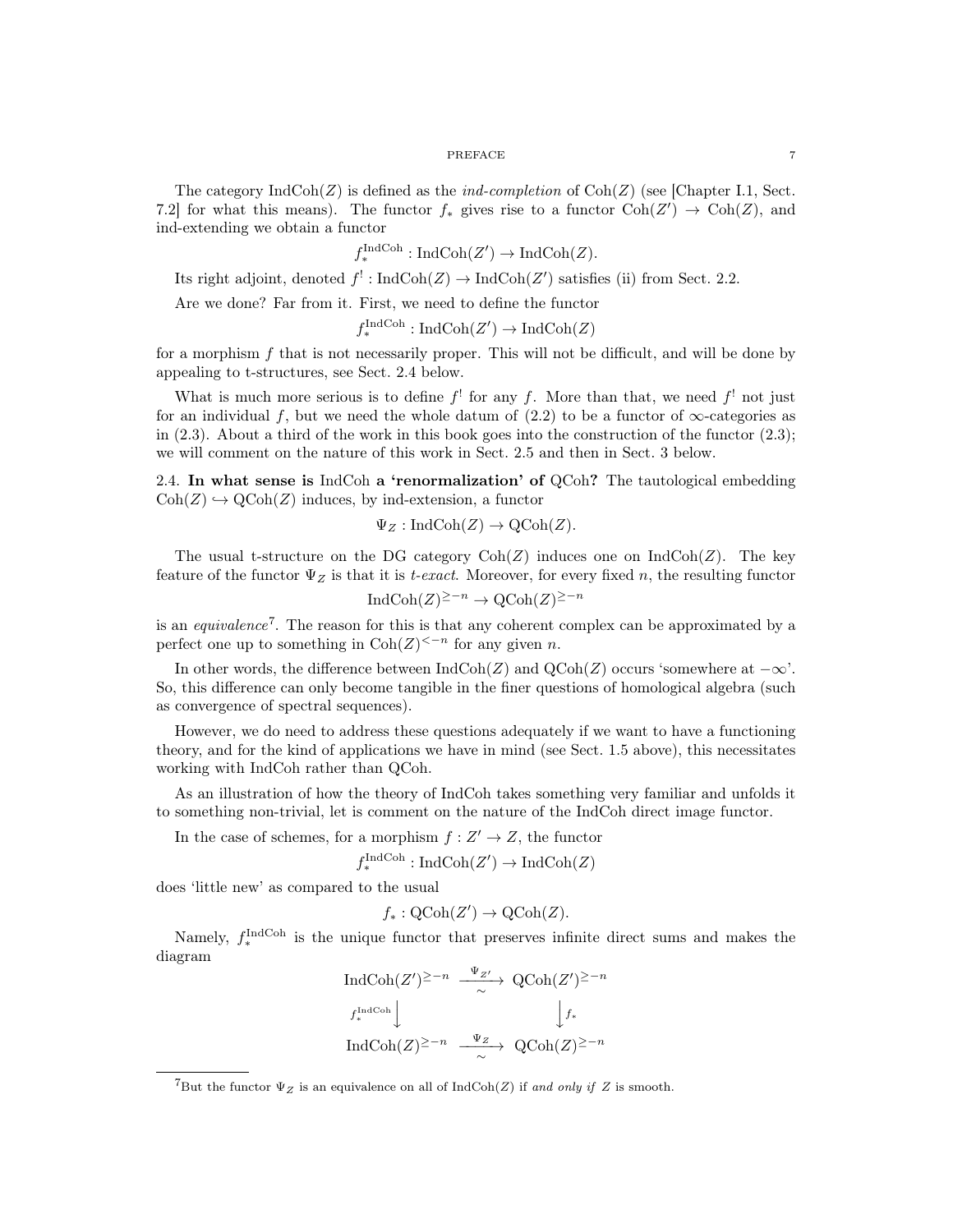The category $\mathrm{IndCoh}(Z)$ is defined as the *ind-completion* of $\mathrm{Coh}(Z)$ (see [Chapter I.1, Sect. 7.2] for what this means). The functor $f_*$ gives rise to a functor $\mathrm{Coh}(Z') \to \mathrm{Coh}(Z)$, and ind-extending we obtain a functor

$$f_*^{\mathrm{IndCoh}} : \mathrm{IndCoh}(Z') \to \mathrm{IndCoh}(Z).$$

Its right adjoint, denoted $f^! : \mathrm{IndCoh}(Z) \to \mathrm{IndCoh}(Z')$ satisfies (ii) from Sect. 2.2.

Are we done? Far from it. First, we need to define the functor

$$f_*^{\mathrm{IndCoh}} : \mathrm{IndCoh}(Z') \to \mathrm{IndCoh}(Z)$$

for a morphism $f$ that is not necessarily proper. This will not be difficult, and will be done by appealing to t-structures, see Sect. 2.4 below.

What is much more serious is to define $f^!$ for any $f$. More than that, we need $f^!$ not just for an individual $f$, but we need the whole datum of (2.2) to be a functor of $\infty$-categories as in (2.3). About a third of the work in this book goes into the construction of the functor (2.3); we will comment on the nature of this work in Sect. 2.5 and then in Sect. 3 below.

2.4. **In what sense is $\mathrm{IndCoh}$ a 'renormalization' of $\mathrm{QCoh}$?** The tautological embedding $\mathrm{Coh}(Z) \hookrightarrow \mathrm{QCoh}(Z)$ induces, by ind-extension, a functor

$$\Psi_Z : \mathrm{IndCoh}(Z) \to \mathrm{QCoh}(Z).$$

The usual t-structure on the DG category $\mathrm{Coh}(Z)$ induces one on $\mathrm{IndCoh}(Z)$. The key feature of the functor $\Psi_Z$ is that it is *t-exact*. Moreover, for every fixed $n$, the resulting functor

$$\mathrm{IndCoh}(Z)^{\geq -n} \to \mathrm{QCoh}(Z)^{\geq -n}$$

is an *equivalence*[7]. The reason for this is that any coherent complex can be approximated by a perfect one up to something in $\mathrm{Coh}(Z)^{<-n}$ for any given $n$.

In other words, the difference between $\mathrm{IndCoh}(Z)$ and $\mathrm{QCoh}(Z)$ occurs 'somewhere at $-\infty$'. So, this difference can only become tangible in the finer questions of homological algebra (such as convergence of spectral sequences).

However, we do need to address these questions adequately if we want to have a functioning theory, and for the kind of applications we have in mind (see Sect. 1.5 above), this necessitates working with IndCoh rather than QCoh.

As an illustration of how the theory of IndCoh takes something very familiar and unfolds it to something non-trivial, let is comment on the nature of the IndCoh direct image functor.

In the case of schemes, for a morphism $f : Z' \to Z$, the functor

$$f_*^{\mathrm{IndCoh}} : \mathrm{IndCoh}(Z') \to \mathrm{IndCoh}(Z)$$

does 'little new' as compared to the usual

$$f_* : \mathrm{QCoh}(Z') \to \mathrm{QCoh}(Z).$$

Namely, $f_*^{\mathrm{IndCoh}}$ is the unique functor that preserves infinite direct sums and makes the diagram

$$\begin{array}{ccc}
\mathrm{IndCoh}(Z')^{\geq -n} & \xrightarrow[\sim]{\Psi_{Z'}} & \mathrm{QCoh}(Z')^{\geq -n} \\
{\scriptstyle f_*^{\mathrm{IndCoh}}}\downarrow & & \downarrow{\scriptstyle f_*} \\
\mathrm{IndCoh}(Z)^{\geq -n} & \xrightarrow[\sim]{\Psi_Z} & \mathrm{QCoh}(Z)^{\geq -n}
\end{array}$$

[7] But the functor $\Psi_Z$ is an equivalence on all of $\mathrm{IndCoh}(Z)$ if *and only if* $Z$ is smooth.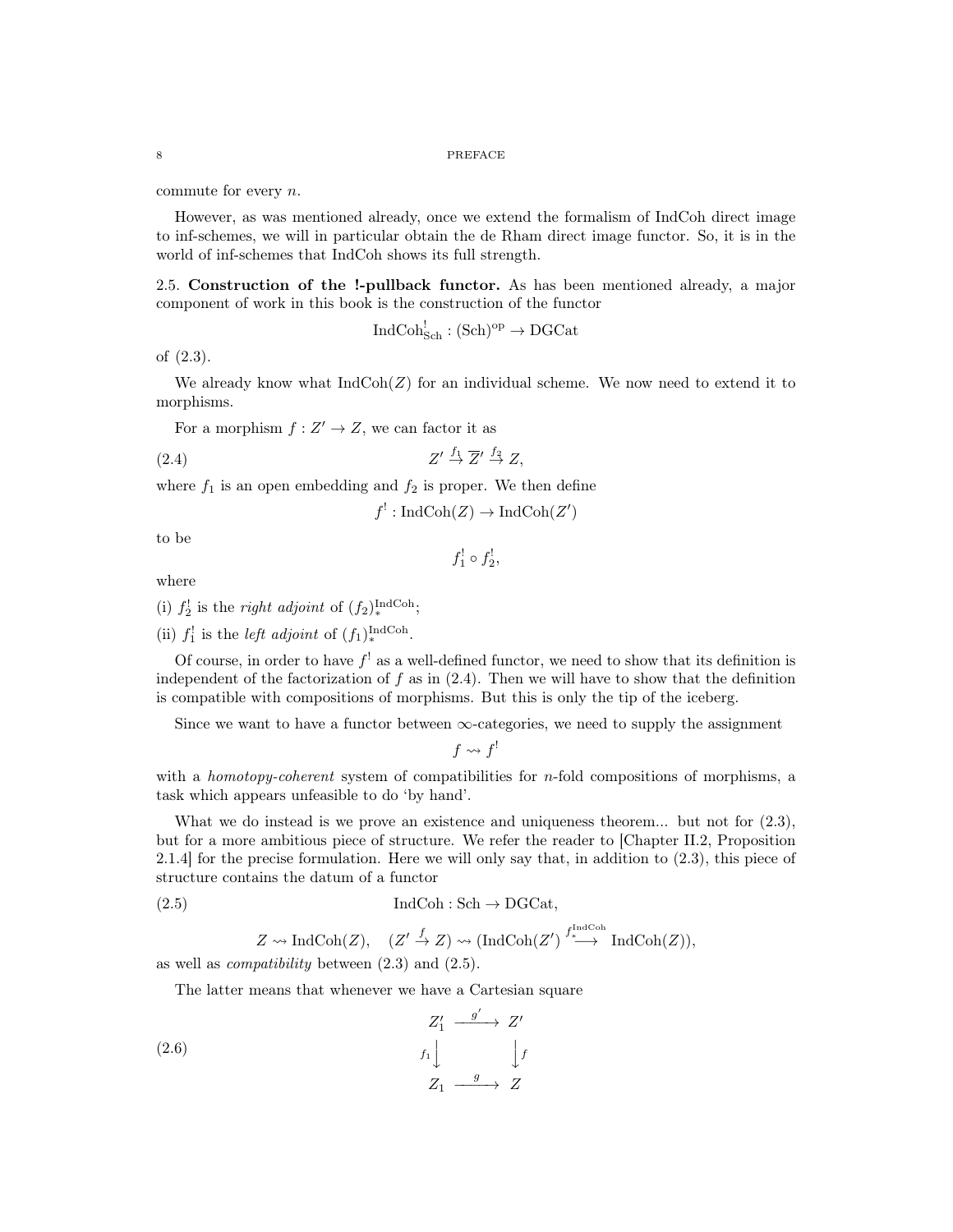commute for every $n$.

However, as was mentioned already, once we extend the formalism of IndCoh direct image to inf-schemes, we will in particular obtain the de Rham direct image functor. So, it is in the world of inf-schemes that IndCoh shows its full strength.

2.5. **Construction of the !-pullback functor.** As has been mentioned already, a major component of work in this book is the construction of the functor

$$\mathrm{IndCoh}^!_{\mathrm{Sch}} : (\mathrm{Sch})^{\mathrm{op}} \to \mathrm{DGCat}$$

of (2.3).

We already know what $\mathrm{IndCoh}(Z)$ for an individual scheme. We now need to extend it to morphisms.

For a morphism $f : Z' \to Z$, we can factor it as

$$Z' \overset{f_1}{\to} \overline{Z}' \overset{f_2}{\to} Z, \tag{2.4}$$

where $f_1$ is an open embedding and $f_2$ is proper. We then define

$$f^! : \mathrm{IndCoh}(Z) \to \mathrm{IndCoh}(Z')$$

to be

$$f_1^! \circ f_2^!,$$

where

(i) $f_2^!$ is the *right adjoint* of $(f_2)_*^{\mathrm{IndCoh}}$;

(ii) $f_1^!$ is the *left adjoint* of $(f_1)_*^{\mathrm{IndCoh}}$.

Of course, in order to have $f^!$ as a well-defined functor, we need to show that its definition is independent of the factorization of $f$ as in (2.4). Then we will have to show that the definition is compatible with compositions of morphisms. But this is only the tip of the iceberg.

Since we want to have a functor between $\infty$-categories, we need to supply the assignment

$$f \rightsquigarrow f^!$$

with a *homotopy-coherent* system of compatibilities for $n$-fold compositions of morphisms, a task which appears unfeasible to do 'by hand'.

What we do instead is we prove an existence and uniqueness theorem... but not for (2.3), but for a more ambitious piece of structure. We refer the reader to [Chapter II.2, Proposition 2.1.4] for the precise formulation. Here we will only say that, in addition to (2.3), this piece of structure contains the datum of a functor

$$\mathrm{IndCoh} : \mathrm{Sch} \to \mathrm{DGCat}, \tag{2.5}$$

$$Z \rightsquigarrow \mathrm{IndCoh}(Z), \quad (Z' \overset{f}{\to} Z) \rightsquigarrow (\mathrm{IndCoh}(Z') \overset{f_*^{\mathrm{IndCoh}}}{\longrightarrow} \mathrm{IndCoh}(Z)),$$

as well as *compatibility* between (2.3) and (2.5).

The latter means that whenever we have a Cartesian square

$$\begin{array}{ccc} Z_1' & \xrightarrow{g'} & Z' \\ {\scriptstyle f_1}\downarrow & & \downarrow{\scriptstyle f} \\ Z_1 & \xrightarrow{g} & Z \end{array} \tag{2.6}$$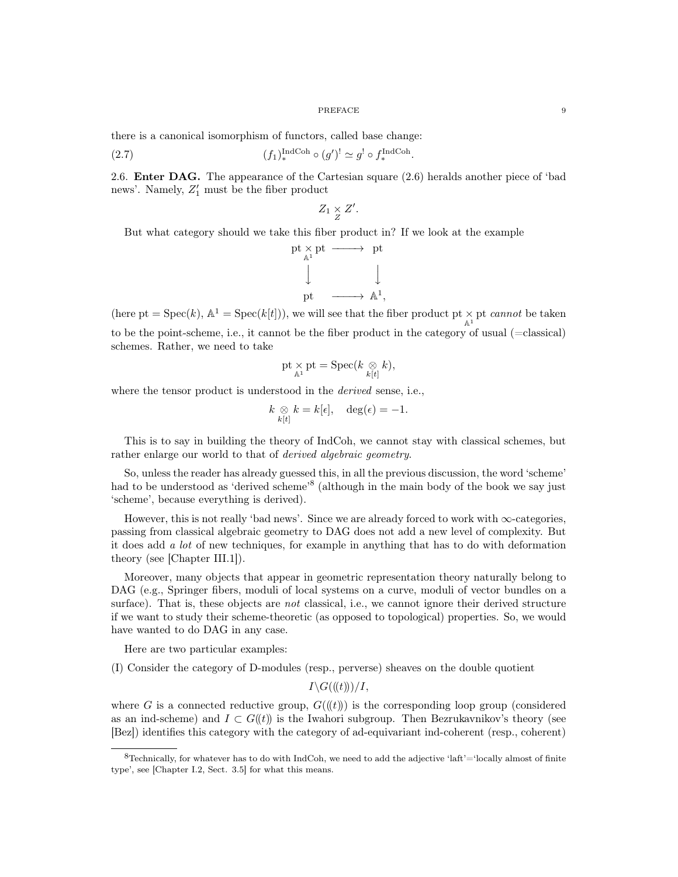there is a canonical isomorphism of functors, called base change:

$$(f_1)_*^{\mathrm{IndCoh}} \circ (g')^! \simeq g^! \circ f_*^{\mathrm{IndCoh}}. \tag{2.7}$$

2.6. **Enter DAG.** The appearance of the Cartesian square (2.6) heralds another piece of 'bad news'. Namely, $Z_1'$ must be the fiber product

$$Z_1 \underset{Z}{\times} Z'.$$

But what category should we take this fiber product in? If we look at the example

$$\begin{array}{ccc} \mathrm{pt} \underset{\mathbb{A}^1}{\times} \mathrm{pt} & \longrightarrow & \mathrm{pt} \\ \big\downarrow & & \big\downarrow \\ \mathrm{pt} & \longrightarrow & \mathbb{A}^1, \end{array}$$

(here $\mathrm{pt} = \mathrm{Spec}(k)$, $\mathbb{A}^1 = \mathrm{Spec}(k[t])$), we will see that the fiber product $\mathrm{pt} \underset{\mathbb{A}^1}{\times} \mathrm{pt}$ *cannot* be taken to be the point-scheme, i.e., it cannot be the fiber product in the category of usual (=classical) schemes. Rather, we need to take

$$\mathrm{pt} \underset{\mathbb{A}^1}{\times} \mathrm{pt} = \mathrm{Spec}(k \underset{k[t]}{\otimes} k),$$

where the tensor product is understood in the *derived* sense, i.e.,

$$k \underset{k[t]}{\otimes} k = k[\epsilon], \quad \deg(\epsilon) = -1.$$

This is to say in building the theory of IndCoh, we cannot stay with classical schemes, but rather enlarge our world to that of *derived algebraic geometry*.

So, unless the reader has already guessed this, in all the previous discussion, the word 'scheme' had to be understood as 'derived scheme'[8] (although in the main body of the book we say just 'scheme', because everything is derived).

However, this is not really 'bad news'. Since we are already forced to work with $\infty$-categories, passing from classical algebraic geometry to DAG does not add a new level of complexity. But it does add *a lot* of new techniques, for example in anything that has to do with deformation theory (see [Chapter III.1]).

Moreover, many objects that appear in geometric representation theory naturally belong to DAG (e.g., Springer fibers, moduli of local systems on a curve, moduli of vector bundles on a surface). That is, these objects are *not* classical, i.e., we cannot ignore their derived structure if we want to study their scheme-theoretic (as opposed to topological) properties. So, we would have wanted to do DAG in any case.

Here are two particular examples:

(I) Consider the category of D-modules (resp., perverse) sheaves on the double quotient

$$I\backslash G((t))/I,$$

where $G$ is a connected reductive group, $G((t))$ is the corresponding loop group (considered as an ind-scheme) and $I \subset G((t))$ is the Iwahori subgroup. Then Bezrukavnikov's theory (see [Bez]) identifies this category with the category of ad-equivariant ind-coherent (resp., coherent)

---

[8] Technically, for whatever has to do with IndCoh, we need to add the adjective 'laft'='locally almost of finite type', see [Chapter I.2, Sect. 3.5] for what this means.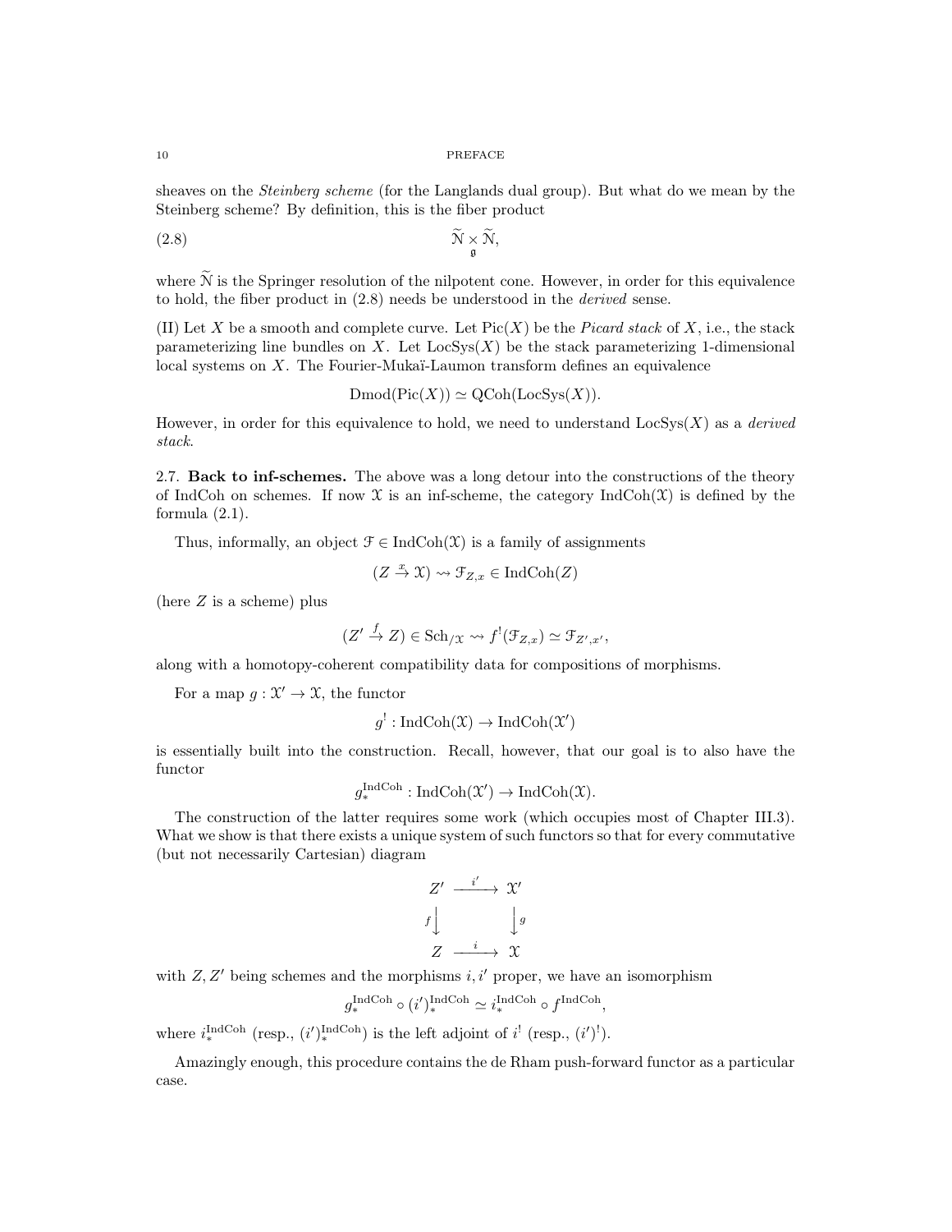sheaves on the *Steinberg scheme* (for the Langlands dual group). But what do we mean by the Steinberg scheme? By definition, this is the fiber product

$$\widetilde{\mathcal{N}} \underset{\mathfrak{g}}{\times} \widetilde{\mathcal{N}}, \tag{2.8}$$

where $\widetilde{\mathcal{N}}$ is the Springer resolution of the nilpotent cone. However, in order for this equivalence to hold, the fiber product in (2.8) needs be understood in the *derived* sense.

(II) Let $X$ be a smooth and complete curve. Let $\mathrm{Pic}(X)$ be the *Picard stack* of $X$, i.e., the stack parameterizing line bundles on $X$. Let $\mathrm{LocSys}(X)$ be the stack parameterizing 1-dimensional local systems on $X$. The Fourier-Mukaï-Laumon transform defines an equivalence

$$\mathrm{Dmod}(\mathrm{Pic}(X)) \simeq \mathrm{QCoh}(\mathrm{LocSys}(X)).$$

However, in order for this equivalence to hold, we need to understand $\mathrm{LocSys}(X)$ as a *derived stack*.

2.7. **Back to inf-schemes.** The above was a long detour into the constructions of the theory of IndCoh on schemes. If now $\mathcal{X}$ is an inf-scheme, the category $\mathrm{IndCoh}(\mathcal{X})$ is defined by the formula (2.1).

Thus, informally, an object $\mathcal{F} \in \mathrm{IndCoh}(\mathcal{X})$ is a family of assignments

$$(Z \xrightarrow{x} \mathcal{X}) \rightsquigarrow \mathcal{F}_{Z,x} \in \mathrm{IndCoh}(Z)$$

(here $Z$ is a scheme) plus

$$(Z' \xrightarrow{f} Z) \in \mathrm{Sch}_{/\mathcal{X}} \rightsquigarrow f^!(\mathcal{F}_{Z,x}) \simeq \mathcal{F}_{Z',x'},$$

along with a homotopy-coherent compatibility data for compositions of morphisms.

For a map $g : \mathcal{X}' \to \mathcal{X}$, the functor

$$g^! : \mathrm{IndCoh}(\mathcal{X}) \to \mathrm{IndCoh}(\mathcal{X}')$$

is essentially built into the construction. Recall, however, that our goal is to also have the functor

$$g_*^{\mathrm{IndCoh}} : \mathrm{IndCoh}(\mathcal{X}') \to \mathrm{IndCoh}(\mathcal{X}).$$

The construction of the latter requires some work (which occupies most of Chapter III.3). What we show is that there exists a unique system of such functors so that for every commutative (but not necessarily Cartesian) diagram

$$\begin{array}{ccc} Z' & \xrightarrow{i'} & \mathcal{X}' \\ {\scriptstyle f}\downarrow & & \downarrow{\scriptstyle g} \\ Z & \xrightarrow{i} & \mathcal{X} \end{array}$$

with $Z, Z'$ being schemes and the morphisms $i, i'$ proper, we have an isomorphism

$$g_*^{\mathrm{IndCoh}} \circ (i')_*^{\mathrm{IndCoh}} \simeq i_*^{\mathrm{IndCoh}} \circ f^{\mathrm{IndCoh}},$$

where $i_*^{\mathrm{IndCoh}}$ (resp., $(i')_*^{\mathrm{IndCoh}}$) is the left adjoint of $i^!$ (resp., $(i')^!$).

Amazingly enough, this procedure contains the de Rham push-forward functor as a particular case.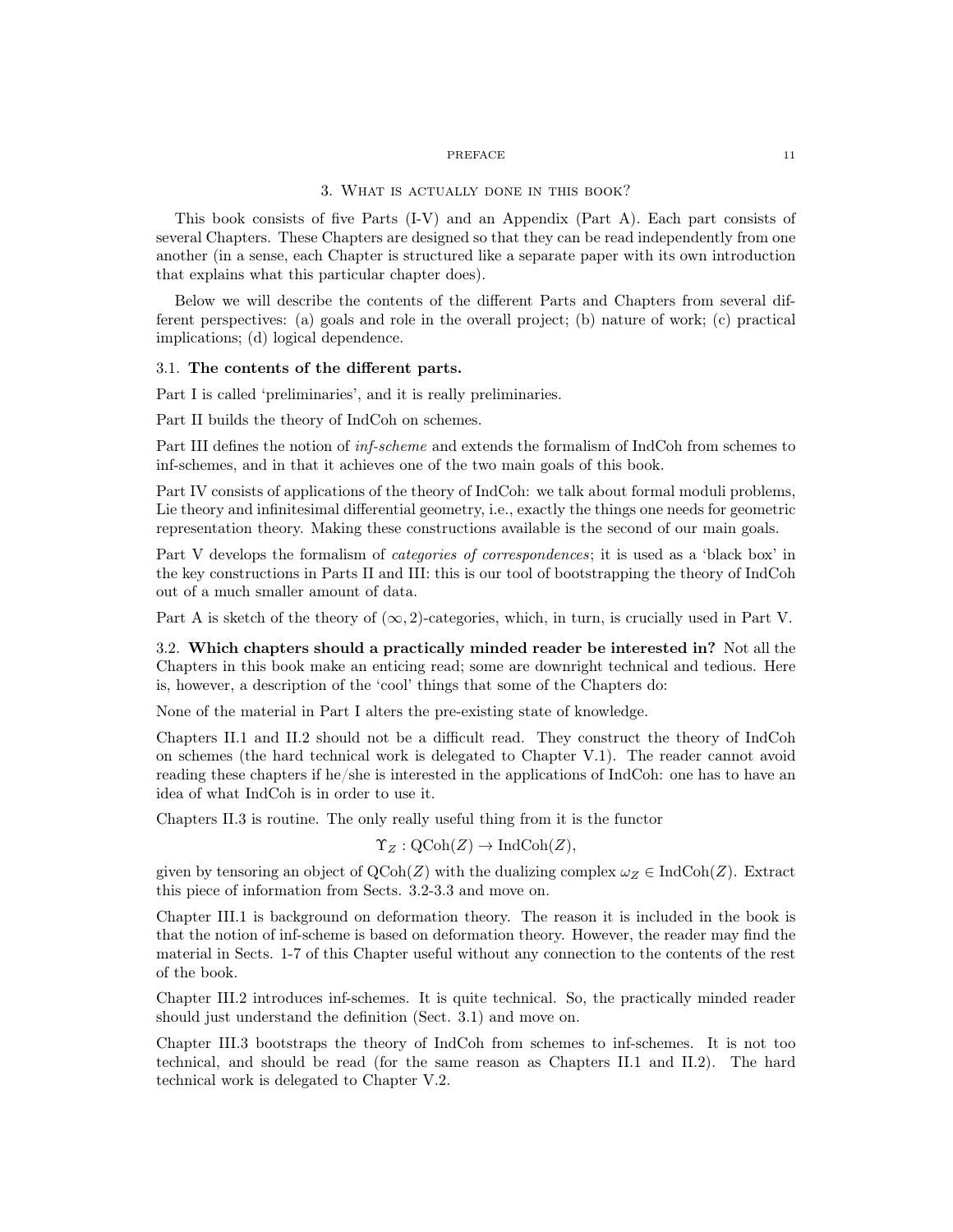## 3. What is actually done in this book?

This book consists of five Parts (I-V) and an Appendix (Part A). Each part consists of several Chapters. These Chapters are designed so that they can be read independently from one another (in a sense, each Chapter is structured like a separate paper with its own introduction that explains what this particular chapter does).

Below we will describe the contents of the different Parts and Chapters from several different perspectives: (a) goals and role in the overall project; (b) nature of work; (c) practical implications; (d) logical dependence.

### 3.1. The contents of the different parts.

Part I is called 'preliminaries', and it is really preliminaries.

Part II builds the theory of IndCoh on schemes.

Part III defines the notion of *inf-scheme* and extends the formalism of IndCoh from schemes to inf-schemes, and in that it achieves one of the two main goals of this book.

Part IV consists of applications of the theory of IndCoh: we talk about formal moduli problems, Lie theory and infinitesimal differential geometry, i.e., exactly the things one needs for geometric representation theory. Making these constructions available is the second of our main goals.

Part V develops the formalism of *categories of correspondences*; it is used as a 'black box' in the key constructions in Parts II and III: this is our tool of bootstrapping the theory of IndCoh out of a much smaller amount of data.

Part A is sketch of the theory of $(\infty, 2)$-categories, which, in turn, is crucially used in Part V.

### 3.2. Which chapters should a practically minded reader be interested in?

Not all the Chapters in this book make an enticing read; some are downright technical and tedious. Here is, however, a description of the 'cool' things that some of the Chapters do:

None of the material in Part I alters the pre-existing state of knowledge.

Chapters II.1 and II.2 should not be a difficult read. They construct the theory of IndCoh on schemes (the hard technical work is delegated to Chapter V.1). The reader cannot avoid reading these chapters if he/she is interested in the applications of IndCoh: one has to have an idea of what IndCoh is in order to use it.

Chapters II.3 is routine. The only really useful thing from it is the functor

$$\Upsilon_Z : \mathrm{QCoh}(Z) \to \mathrm{IndCoh}(Z),$$

given by tensoring an object of $\mathrm{QCoh}(Z)$ with the dualizing complex $\omega_Z \in \mathrm{IndCoh}(Z)$. Extract this piece of information from Sects. 3.2-3.3 and move on.

Chapter III.1 is background on deformation theory. The reason it is included in the book is that the notion of inf-scheme is based on deformation theory. However, the reader may find the material in Sects. 1-7 of this Chapter useful without any connection to the contents of the rest of the book.

Chapter III.2 introduces inf-schemes. It is quite technical. So, the practically minded reader should just understand the definition (Sect. 3.1) and move on.

Chapter III.3 bootstraps the theory of IndCoh from schemes to inf-schemes. It is not too technical, and should be read (for the same reason as Chapters II.1 and II.2). The hard technical work is delegated to Chapter V.2.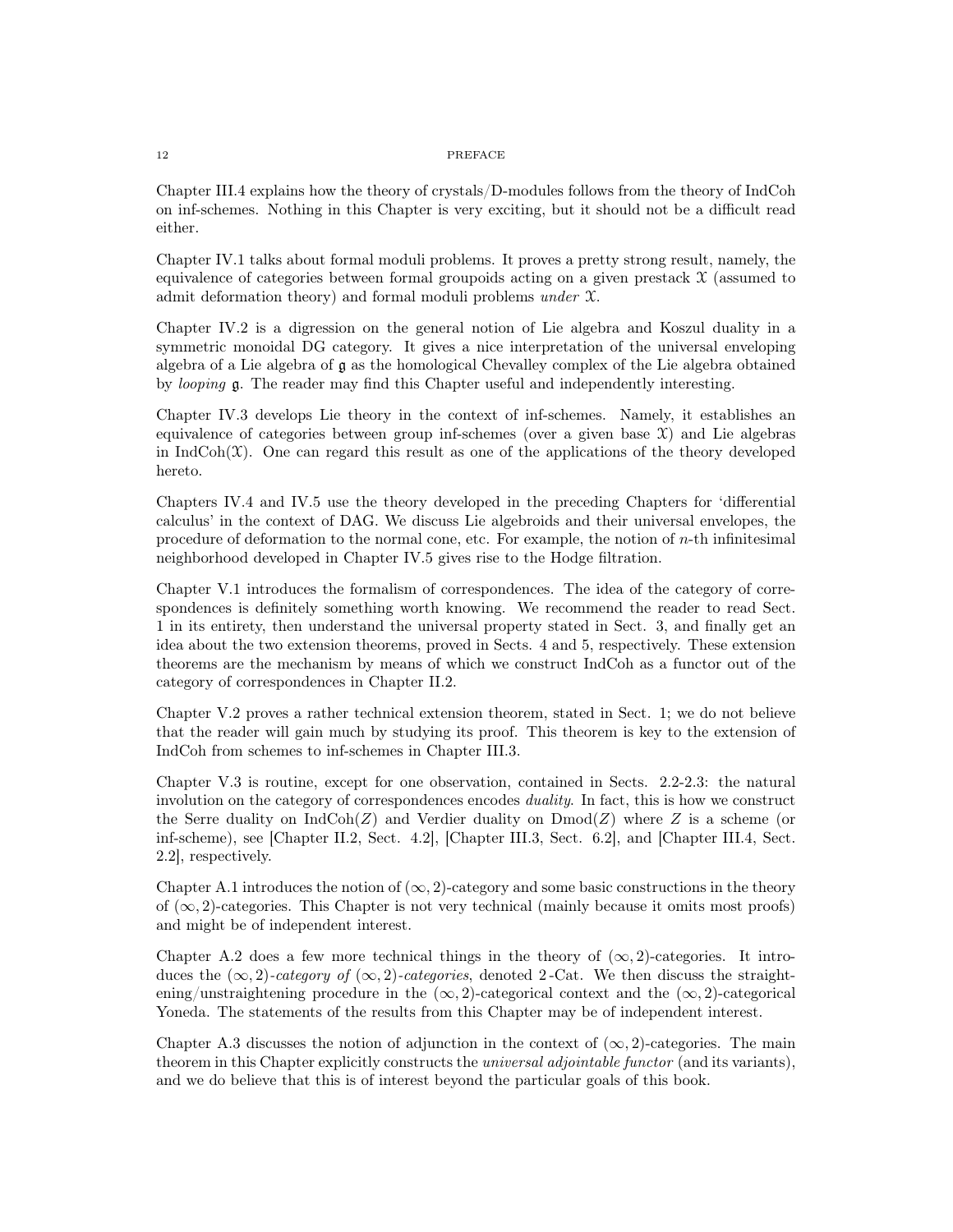Chapter III.4 explains how the theory of crystals/D-modules follows from the theory of IndCoh on inf-schemes. Nothing in this Chapter is very exciting, but it should not be a difficult read either.

Chapter IV.1 talks about formal moduli problems. It proves a pretty strong result, namely, the equivalence of categories between formal groupoids acting on a given prestack $\mathcal{X}$ (assumed to admit deformation theory) and formal moduli problems *under* $\mathcal{X}$.

Chapter IV.2 is a digression on the general notion of Lie algebra and Koszul duality in a symmetric monoidal DG category. It gives a nice interpretation of the universal enveloping algebra of a Lie algebra of $\mathfrak{g}$ as the homological Chevalley complex of the Lie algebra obtained by *looping* $\mathfrak{g}$. The reader may find this Chapter useful and independently interesting.

Chapter IV.3 develops Lie theory in the context of inf-schemes. Namely, it establishes an equivalence of categories between group inf-schemes (over a given base $\mathcal{X}$) and Lie algebras in $\text{IndCoh}(\mathcal{X})$. One can regard this result as one of the applications of the theory developed hereto.

Chapters IV.4 and IV.5 use the theory developed in the preceding Chapters for 'differential calculus' in the context of DAG. We discuss Lie algebroids and their universal envelopes, the procedure of deformation to the normal cone, etc. For example, the notion of $n$-th infinitesimal neighborhood developed in Chapter IV.5 gives rise to the Hodge filtration.

Chapter V.1 introduces the formalism of correspondences. The idea of the category of correspondences is definitely something worth knowing. We recommend the reader to read Sect. 1 in its entirety, then understand the universal property stated in Sect. 3, and finally get an idea about the two extension theorems, proved in Sects. 4 and 5, respectively. These extension theorems are the mechanism by means of which we construct IndCoh as a functor out of the category of correspondences in Chapter II.2.

Chapter V.2 proves a rather technical extension theorem, stated in Sect. 1; we do not believe that the reader will gain much by studying its proof. This theorem is key to the extension of IndCoh from schemes to inf-schemes in Chapter III.3.

Chapter V.3 is routine, except for one observation, contained in Sects. 2.2-2.3: the natural involution on the category of correspondences encodes *duality*. In fact, this is how we construct the Serre duality on $\text{IndCoh}(Z)$ and Verdier duality on $\text{Dmod}(Z)$ where $Z$ is a scheme (or inf-scheme), see [Chapter II.2, Sect. 4.2], [Chapter III.3, Sect. 6.2], and [Chapter III.4, Sect. 2.2], respectively.

Chapter A.1 introduces the notion of $(\infty, 2)$-category and some basic constructions in the theory of $(\infty, 2)$-categories. This Chapter is not very technical (mainly because it omits most proofs) and might be of independent interest.

Chapter A.2 does a few more technical things in the theory of $(\infty, 2)$-categories. It introduces the *$(\infty, 2)$-category of $(\infty, 2)$-categories*, denoted 2-Cat. We then discuss the straightening/unstraightening procedure in the $(\infty, 2)$-categorical context and the $(\infty, 2)$-categorical Yoneda. The statements of the results from this Chapter may be of independent interest.

Chapter A.3 discusses the notion of adjunction in the context of $(\infty, 2)$-categories. The main theorem in this Chapter explicitly constructs the *universal adjointable functor* (and its variants), and we do believe that this is of interest beyond the particular goals of this book.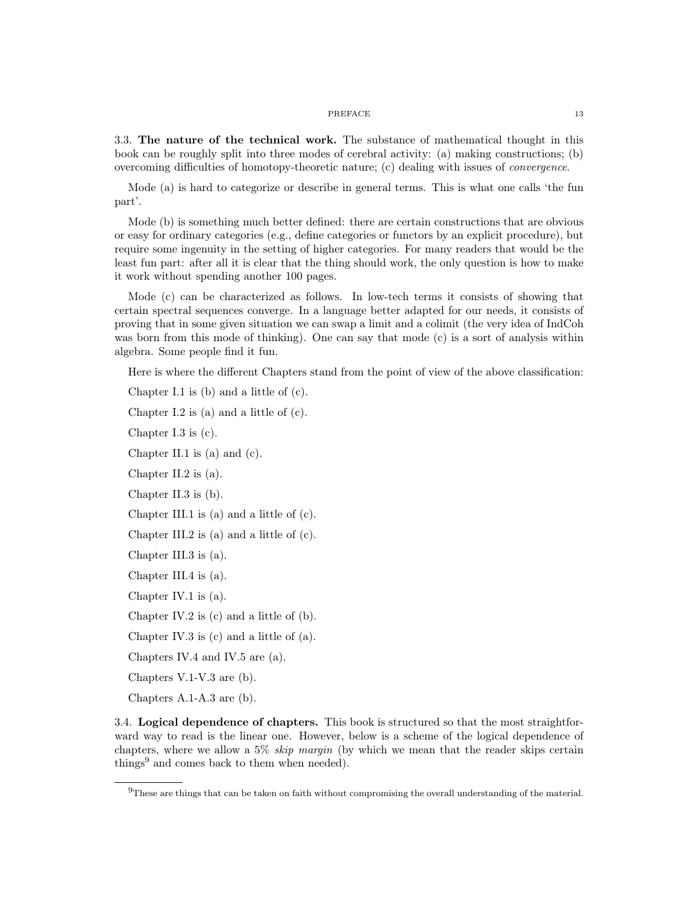3.3. **The nature of the technical work.** The substance of mathematical thought in this book can be roughly split into three modes of cerebral activity: (a) making constructions; (b) overcoming difficulties of homotopy-theoretic nature; (c) dealing with issues of *convergence*.

Mode (a) is hard to categorize or describe in general terms. This is what one calls 'the fun part'.

Mode (b) is something much better defined: there are certain constructions that are obvious or easy for ordinary categories (e.g., define categories or functors by an explicit procedure), but require some ingenuity in the setting of higher categories. For many readers that would be the least fun part: after all it is clear that the thing should work, the only question is how to make it work without spending another 100 pages.

Mode (c) can be characterized as follows. In low-tech terms it consists of showing that certain spectral sequences converge. In a language better adapted for our needs, it consists of proving that in some given situation we can swap a limit and a colimit (the very idea of IndCoh was born from this mode of thinking). One can say that mode (c) is a sort of analysis within algebra. Some people find it fun.

Here is where the different Chapters stand from the point of view of the above classification:

Chapter I.1 is (b) and a little of (c).

Chapter I.2 is (a) and a little of (c).

Chapter I.3 is (c).

Chapter II.1 is (a) and (c).

Chapter II.2 is (a).

Chapter II.3 is (b).

Chapter III.1 is (a) and a little of (c).

Chapter III.2 is (a) and a little of (c).

Chapter III.3 is (a).

Chapter III.4 is (a).

Chapter IV.1 is (a).

Chapter IV.2 is (c) and a little of (b).

Chapter IV.3 is (c) and a little of (a).

Chapters IV.4 and IV.5 are (a).

Chapters V.1-V.3 are (b).

Chapters A.1-A.3 are (b).

3.4. **Logical dependence of chapters.** This book is structured so that the most straightforward way to read is the linear one. However, below is a scheme of the logical dependence of chapters, where we allow a 5% *skip margin* (by which we mean that the reader skips certain things[9] and comes back to them when needed).

[9] These are things that can be taken on faith without compromising the overall understanding of the material.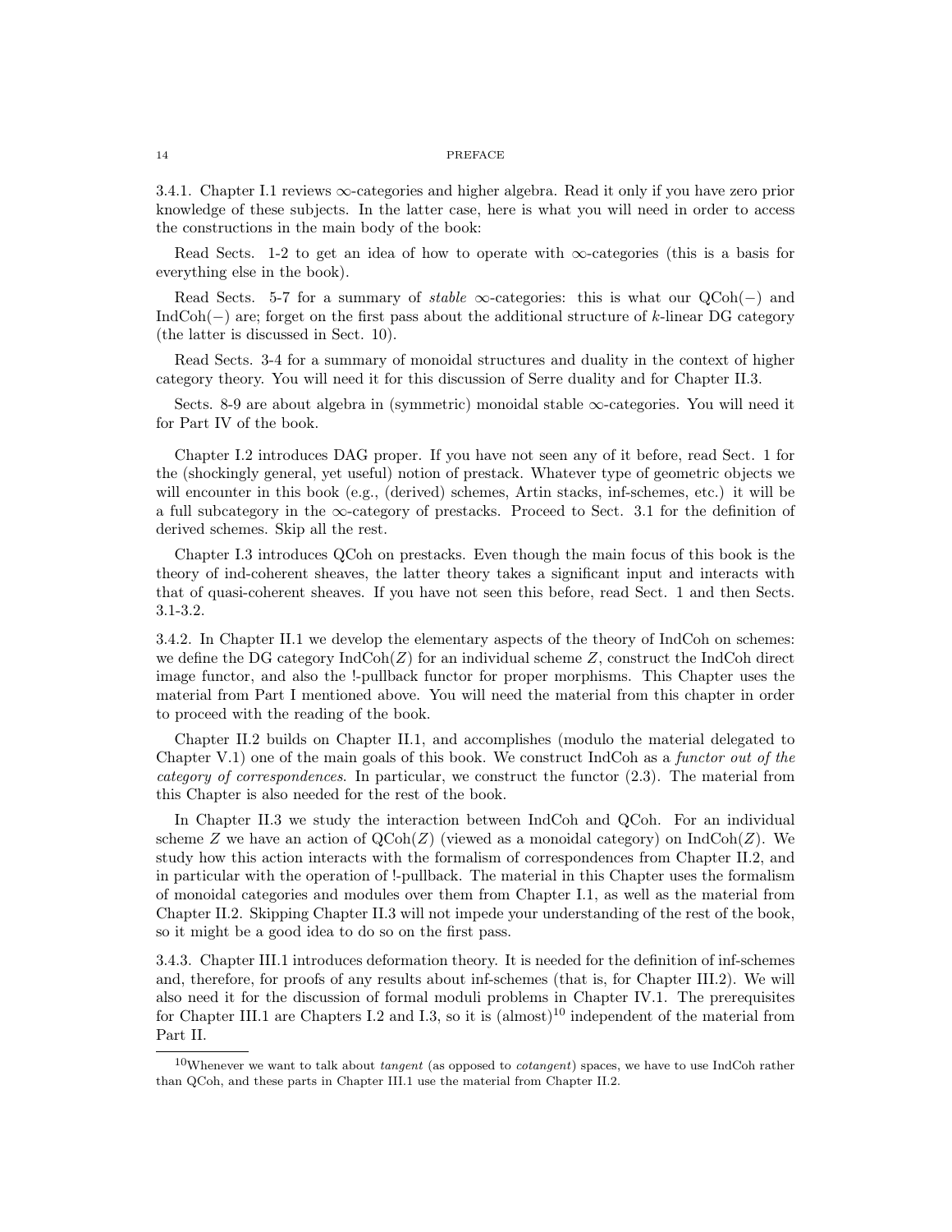3.4.1. Chapter I.1 reviews $\infty$-categories and higher algebra. Read it only if you have zero prior knowledge of these subjects. In the latter case, here is what you will need in order to access the constructions in the main body of the book:

Read Sects. 1-2 to get an idea of how to operate with $\infty$-categories (this is a basis for everything else in the book).

Read Sects. 5-7 for a summary of *stable* $\infty$-categories: this is what our $\mathrm{QCoh}(-)$ and $\mathrm{IndCoh}(-)$ are; forget on the first pass about the additional structure of $k$-linear DG category (the latter is discussed in Sect. 10).

Read Sects. 3-4 for a summary of monoidal structures and duality in the context of higher category theory. You will need it for this discussion of Serre duality and for Chapter II.3.

Sects. 8-9 are about algebra in (symmetric) monoidal stable $\infty$-categories. You will need it for Part IV of the book.

Chapter I.2 introduces DAG proper. If you have not seen any of it before, read Sect. 1 for the (shockingly general, yet useful) notion of prestack. Whatever type of geometric objects we will encounter in this book (e.g., (derived) schemes, Artin stacks, inf-schemes, etc.) it will be a full subcategory in the $\infty$-category of prestacks. Proceed to Sect. 3.1 for the definition of derived schemes. Skip all the rest.

Chapter I.3 introduces QCoh on prestacks. Even though the main focus of this book is the theory of ind-coherent sheaves, the latter theory takes a significant input and interacts with that of quasi-coherent sheaves. If you have not seen this before, read Sect. 1 and then Sects. 3.1-3.2.

3.4.2. In Chapter II.1 we develop the elementary aspects of the theory of IndCoh on schemes: we define the DG category $\mathrm{IndCoh}(Z)$ for an individual scheme $Z$, construct the IndCoh direct image functor, and also the !-pullback functor for proper morphisms. This Chapter uses the material from Part I mentioned above. You will need the material from this chapter in order to proceed with the reading of the book.

Chapter II.2 builds on Chapter II.1, and accomplishes (modulo the material delegated to Chapter V.1) one of the main goals of this book. We construct IndCoh as a *functor out of the category of correspondences*. In particular, we construct the functor (2.3). The material from this Chapter is also needed for the rest of the book.

In Chapter II.3 we study the interaction between IndCoh and QCoh. For an individual scheme $Z$ we have an action of $\mathrm{QCoh}(Z)$ (viewed as a monoidal category) on $\mathrm{IndCoh}(Z)$. We study how this action interacts with the formalism of correspondences from Chapter II.2, and in particular with the operation of !-pullback. The material in this Chapter uses the formalism of monoidal categories and modules over them from Chapter I.1, as well as the material from Chapter II.2. Skipping Chapter II.3 will not impede your understanding of the rest of the book, so it might be a good idea to do so on the first pass.

3.4.3. Chapter III.1 introduces deformation theory. It is needed for the definition of inf-schemes and, therefore, for proofs of any results about inf-schemes (that is, for Chapter III.2). We will also need it for the discussion of formal moduli problems in Chapter IV.1. The prerequisites for Chapter III.1 are Chapters I.2 and I.3, so it is (almost)[10] independent of the material from Part II.

[10]Whenever we want to talk about *tangent* (as opposed to *cotangent*) spaces, we have to use IndCoh rather than QCoh, and these parts in Chapter III.1 use the material from Chapter II.2.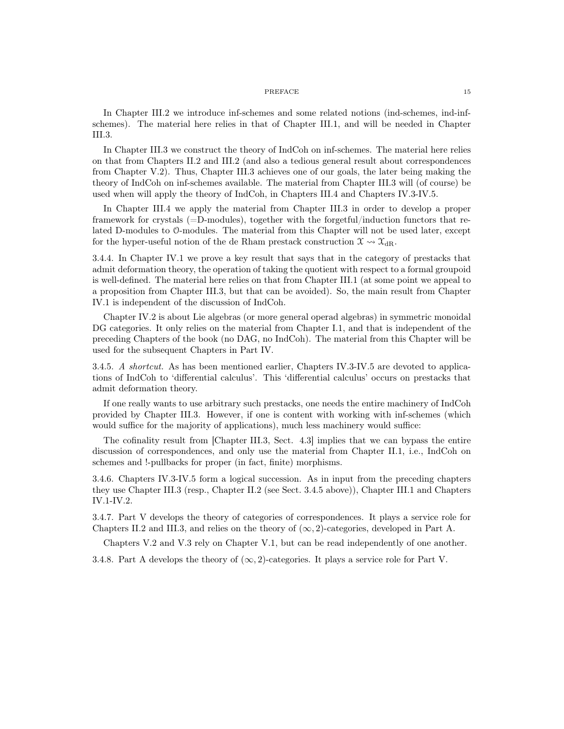In Chapter III.2 we introduce inf-schemes and some related notions (ind-schemes, ind-inf-schemes). The material here relies in that of Chapter III.1, and will be needed in Chapter III.3.

In Chapter III.3 we construct the theory of IndCoh on inf-schemes. The material here relies on that from Chapters II.2 and III.2 (and also a tedious general result about correspondences from Chapter V.2). Thus, Chapter III.3 achieves one of our goals, the later being making the theory of IndCoh on inf-schemes available. The material from Chapter III.3 will (of course) be used when will apply the theory of IndCoh, in Chapters III.4 and Chapters IV.3-IV.5.

In Chapter III.4 we apply the material from Chapter III.3 in order to develop a proper framework for crystals (=D-modules), together with the forgetful/induction functors that related D-modules to $\mathcal{O}$-modules. The material from this Chapter will not be used later, except for the hyper-useful notion of the de Rham prestack construction $\mathcal{X} \rightsquigarrow \mathcal{X}_{\mathrm{dR}}$.

3.4.4. In Chapter IV.1 we prove a key result that says that in the category of prestacks that admit deformation theory, the operation of taking the quotient with respect to a formal groupoid is well-defined. The material here relies on that from Chapter III.1 (at some point we appeal to a proposition from Chapter III.3, but that can be avoided). So, the main result from Chapter IV.1 is independent of the discussion of IndCoh.

Chapter IV.2 is about Lie algebras (or more general operad algebras) in symmetric monoidal DG categories. It only relies on the material from Chapter I.1, and that is independent of the preceding Chapters of the book (no DAG, no IndCoh). The material from this Chapter will be used for the subsequent Chapters in Part IV.

3.4.5. *A shortcut.* As has been mentioned earlier, Chapters IV.3-IV.5 are devoted to applications of IndCoh to 'differential calculus'. This 'differential calculus' occurs on prestacks that admit deformation theory.

If one really wants to use arbitrary such prestacks, one needs the entire machinery of IndCoh provided by Chapter III.3. However, if one is content with working with inf-schemes (which would suffice for the majority of applications), much less machinery would suffice:

The cofinality result from [Chapter III.3, Sect. 4.3] implies that we can bypass the entire discussion of correspondences, and only use the material from Chapter II.1, i.e., IndCoh on schemes and !-pullbacks for proper (in fact, finite) morphisms.

3.4.6. Chapters IV.3-IV.5 form a logical succession. As in input from the preceding chapters they use Chapter III.3 (resp., Chapter II.2 (see Sect. 3.4.5 above)), Chapter III.1 and Chapters IV.1-IV.2.

3.4.7. Part V develops the theory of categories of correspondences. It plays a service role for Chapters II.2 and III.3, and relies on the theory of $(\infty, 2)$-categories, developed in Part A.

Chapters V.2 and V.3 rely on Chapter V.1, but can be read independently of one another.

3.4.8. Part A develops the theory of $(\infty, 2)$-categories. It plays a service role for Part V.